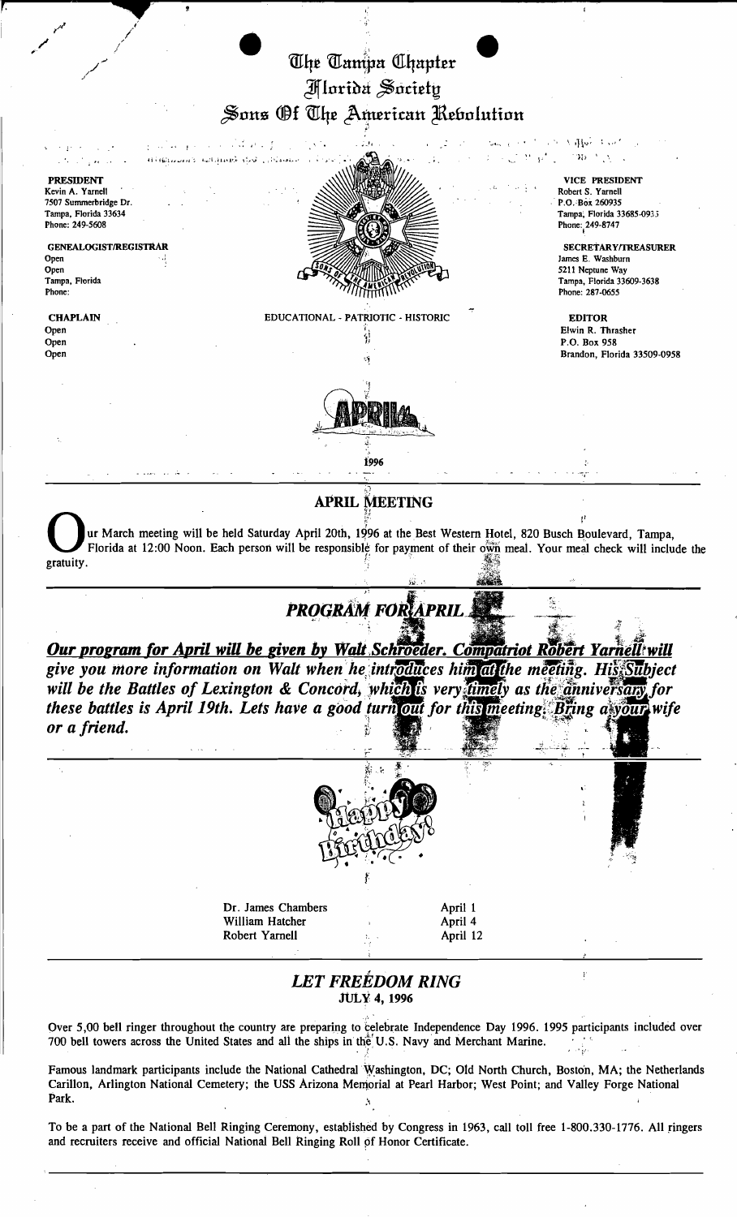# The Tampa Chapter
# Florida Society
# Sons Of The American Revolution

**PRESIDENT**
Kevin A. Yarnell
7507 Summerbridge Dr.
Tampa, Florida 33634
Phone: 249-5608

**GENEALOGIST/REGISTRAR**
Open
Open
Tampa, Florida
Phone:

**CHAPLAIN**
Open
Open
Open

**VICE PRESIDENT**
Robert S. Yarnell
P.O. Box 260935
Tampa, Florida 33685-0935
Phone: 249-8747

**SECRETARY/TREASURER**
James E. Washburn
5211 Neptune Way
Tampa, Florida 33609-3638
Phone: 287-0655

**EDITOR**
Elwin R. Thrasher
P.O. Box 958
Brandon, Florida 33509-0958

EDUCATIONAL - PATRIOTIC - HISTORIC

APRIL

1996

## APRIL MEETING

Our March meeting will be held Saturday April 20th, 1996 at the Best Western Hotel, 820 Busch Boulevard, Tampa, Florida at 12:00 Noon. Each person will be responsible for payment of their own meal. Your meal check will include the gratuity.

## *PROGRAM FOR APRIL*

***Our program for April will be given by Walt Schroeder.*** ***Compatriot Robert Yarnell will give you more information on Walt when he introduces him at the meeting. His Subject will be the Battles of Lexington & Concord, which is very timely as the anniversary for these battles is April 19th. Lets have a good turn out for this meeting. Bring a your wife or a friend.***

Happy Birthday!

| | |
|---|---|
| Dr. James Chambers | April 1 |
| William Hatcher | April 4 |
| Robert Yarnell | April 12 |

## *LET FREEDOM RING*
**JULY 4, 1996**

Over 5,00 bell ringer throughout the country are preparing to celebrate Independence Day 1996. 1995 participants included over 700 bell towers across the United States and all the ships in the U.S. Navy and Merchant Marine.

Famous landmark participants include the National Cathedral Washington, DC; Old North Church, Boston, MA; the Netherlands Carillon, Arlington National Cemetery; the USS Arizona Memorial at Pearl Harbor; West Point; and Valley Forge National Park.

To be a part of the National Bell Ringing Ceremony, established by Congress in 1963, call toll free 1-800.330-1776. All ringers and recruiters receive and official National Bell Ringing Roll of Honor Certificate.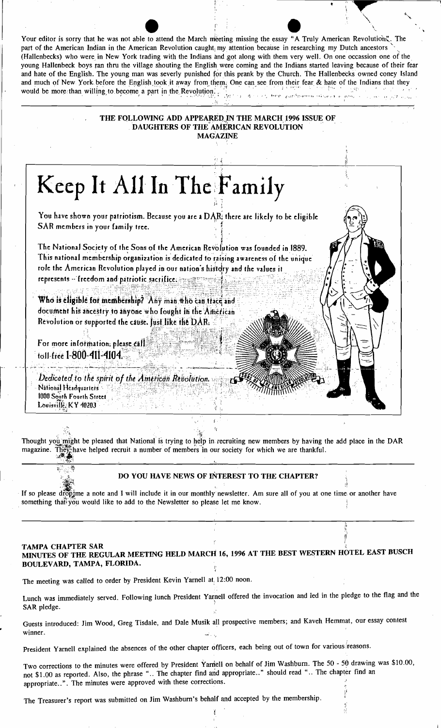Your editor is sorry that he was not able to attend the March meeting missing the essay "A Truly American Revolution". The part of the American Indian in the American Revolution caught my attention because in researching my Dutch ancestors (Hallenbecks) who were in New York trading with the Indians and got along with them very well. On one occassion one of the young Hallenbeck boys ran thru the village shouting the English were coming and the Indians started leaving because of their fear and hate of the English. The young man was severly punished for this prank by the Church. The Hallenbecks owned coney Island and much of New York before the English took it away from them. One can see from their fear & hate of the Indians that they would be more than willing to become a part in the Revolution.

**THE FOLLOWING ADD APPEARED IN THE MARCH 1996 ISSUE OF DAUGHTERS OF THE AMERICAN REVOLUTION MAGAZINE**

# Keep It All In The Family

You have shown your patriotism. Because you are a DAR, there are likely to be eligible SAR members in your family tree.

The National Society of the Sons of the American Revolution was founded in 1889. This national membership organization is dedicated to raising awareness of the unique role the American Revolution played in our nation's history and the values it represents -- freedom and patriotic sacrifice.

**Who is eligible for membership?** Any man who can trace and document his ancestry to anyone who fought in the American Revolution or supported the cause. Just like the DAR.

For more information, please call toll-free **1-800-411-4104.**

*Dedicated to the spirit of the American Revolution.*
National Headquarters
1000 South Fourth Street
Louisville, KY 40203

Thought you might be pleased that National is trying to help in recruiting new members by having the add place in the DAR magazine. They have helped recruit a number of members in our society for which we are thankful.

**DO YOU HAVE NEWS OF INTEREST TO THE CHAPTER?**

If so please drop me a note and I will include it in our monthly newsletter. Am sure all of you at one time or another have something that you would like to add to the Newsletter so please let me know.

**TAMPA CHAPTER SAR**
**MINUTES OF THE REGULAR MEETING HELD MARCH 16, 1996 AT THE BEST WESTERN HOTEL EAST BUSCH BOULEVARD, TAMPA, FLORIDA.**

The meeting was called to order by President Kevin Yarnell at 12:00 noon.

Lunch was immediately served. Following lunch President Yarnell offered the invocation and led in the pledge to the flag and the SAR pledge.

Guests introduced: Jim Wood, Greg Tisdale, and Dale Musik all prospective members; and Kaveh Hemmat, our essay contest winner.

President Yarnell explained the absences of the other chapter officers, each being out of town for various reasons.

Two corrections to the minutes were offered by President Yarnell on behalf of Jim Washburn. The 50 - 50 drawing was $10.00, not $1.00 as reported. Also, the phrase ".. The chapter find and appropriate.." should read ".. The chapter find an appropriate..". The minutes were approved with these corrections.

The Treasurer's report was submitted on Jim Washburn's behalf and accepted by the membership.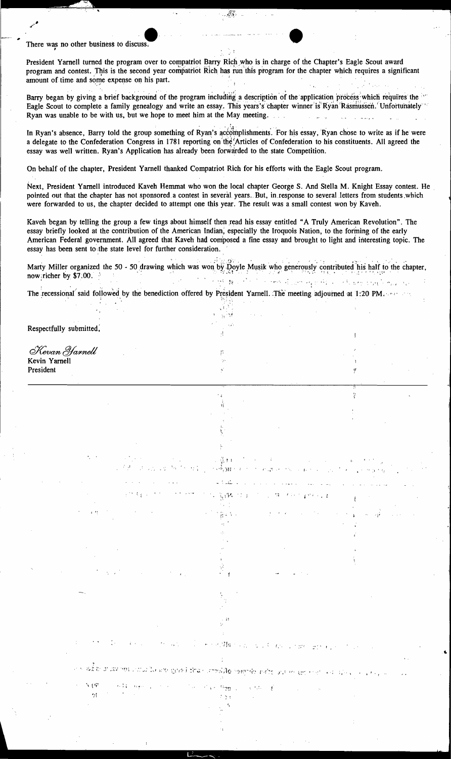There was no other business to discuss.

President Yarnell turned the program over to compatriot Barry Rich who is in charge of the Chapter's Eagle Scout award program and contest. This is the second year compatriot Rich has run this program for the chapter which requires a significant amount of time and some expense on his part.

Barry began by giving a brief background of the program including a description of the application process which requires the Eagle Scout to complete a family genealogy and write an essay. This years's chapter winner is Ryan Rasmussen. Unfortunately Ryan was unable to be with us, but we hope to meet him at the May meeting.

In Ryan's absence, Barry told the group something of Ryan's accomplishments. For his essay, Ryan chose to write as if he were a delegate to the Confederation Congress in 1781 reporting on the Articles of Confederation to his constituents. All agreed the essay was well written. Ryan's Application has already been forwarded to the state Competition.

On behalf of the chapter, President Yarnell thanked Compatriot Rich for his efforts with the Eagle Scout program.

Next, President Yarnell introduced Kaveh Hemmat who won the local chapter George S. And Stella M. Knight Essay contest. He pointed out that the chapter has not sponsored a contest in several years. But, in response to several letters from students which were forwarded to us, the chapter decided to attempt one this year. The result was a small contest won by Kaveh.

Kaveh began by telling the group a few tings about himself then read his essay entitled "A Truly American Revolution". The essay briefly looked at the contribution of the American Indian, especially the Iroquois Nation, to the forming of the early American Federal government. All agreed that Kaveh had composed a fine essay and brought to light and interesting topic. The essay has been sent to the state level for further consideration.

Marty Miller organized the 50 - 50 drawing which was won by Doyle Musik who generously contributed his half to the chapter, now richer by $7.00.

The recessional said followed by the benediction offered by President Yarnell. The meeting adjourned at 1:20 PM.

Respectfully submitted,

*Kevan Yarnell*
Kevin Yarnell
President